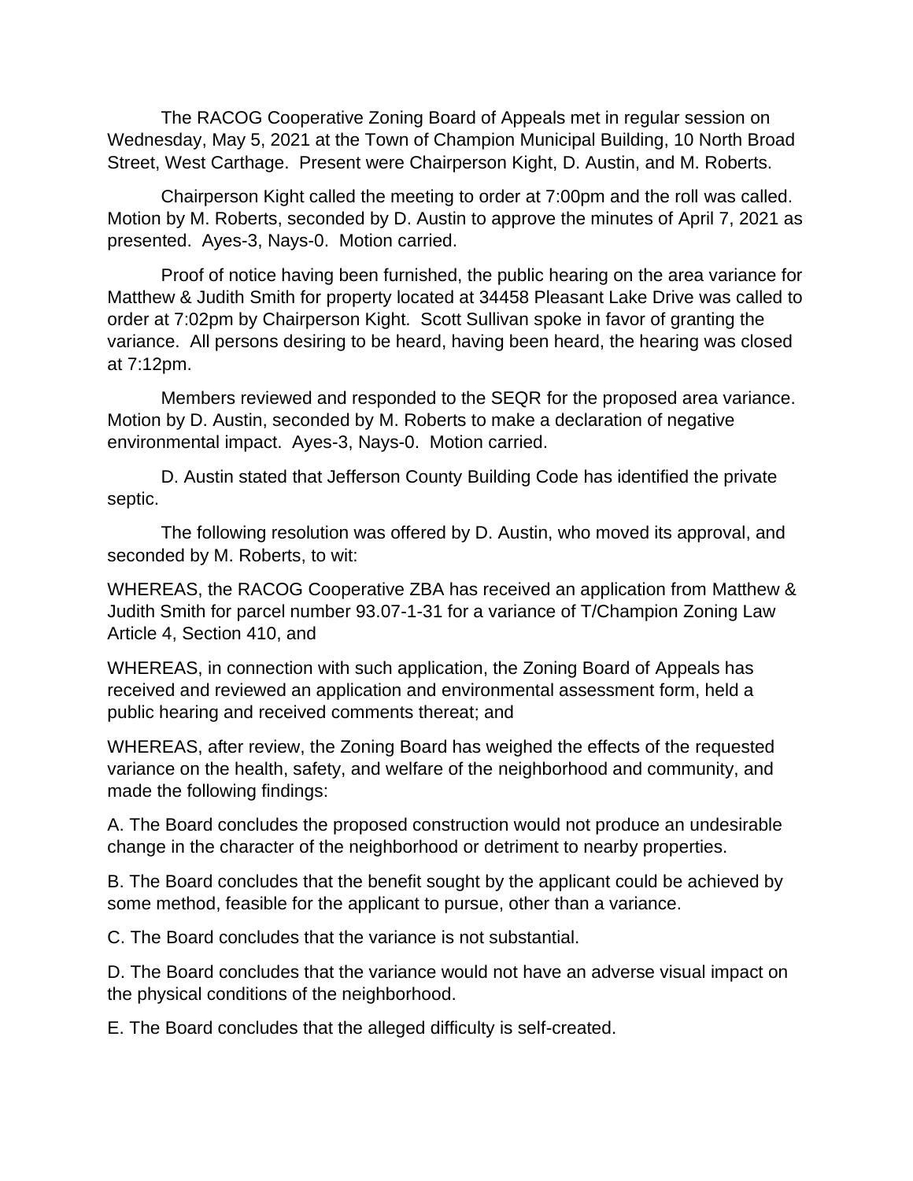The RACOG Cooperative Zoning Board of Appeals met in regular session on Wednesday, May 5, 2021 at the Town of Champion Municipal Building, 10 North Broad Street, West Carthage. Present were Chairperson Kight, D. Austin, and M. Roberts.

Chairperson Kight called the meeting to order at 7:00pm and the roll was called. Motion by M. Roberts, seconded by D. Austin to approve the minutes of April 7, 2021 as presented. Ayes-3, Nays-0. Motion carried.

Proof of notice having been furnished, the public hearing on the area variance for Matthew & Judith Smith for property located at 34458 Pleasant Lake Drive was called to order at 7:02pm by Chairperson Kight. Scott Sullivan spoke in favor of granting the variance. All persons desiring to be heard, having been heard, the hearing was closed at 7:12pm.

Members reviewed and responded to the SEQR for the proposed area variance. Motion by D. Austin, seconded by M. Roberts to make a declaration of negative environmental impact. Ayes-3, Nays-0. Motion carried.

D. Austin stated that Jefferson County Building Code has identified the private septic.

The following resolution was offered by D. Austin, who moved its approval, and seconded by M. Roberts, to wit:

WHEREAS, the RACOG Cooperative ZBA has received an application from Matthew & Judith Smith for parcel number 93.07-1-31 for a variance of T/Champion Zoning Law Article 4, Section 410, and

WHEREAS, in connection with such application, the Zoning Board of Appeals has received and reviewed an application and environmental assessment form, held a public hearing and received comments thereat; and

WHEREAS, after review, the Zoning Board has weighed the effects of the requested variance on the health, safety, and welfare of the neighborhood and community, and made the following findings:

A. The Board concludes the proposed construction would not produce an undesirable change in the character of the neighborhood or detriment to nearby properties.

B. The Board concludes that the benefit sought by the applicant could be achieved by some method, feasible for the applicant to pursue, other than a variance.

C. The Board concludes that the variance is not substantial.

D. The Board concludes that the variance would not have an adverse visual impact on the physical conditions of the neighborhood.

E. The Board concludes that the alleged difficulty is self-created.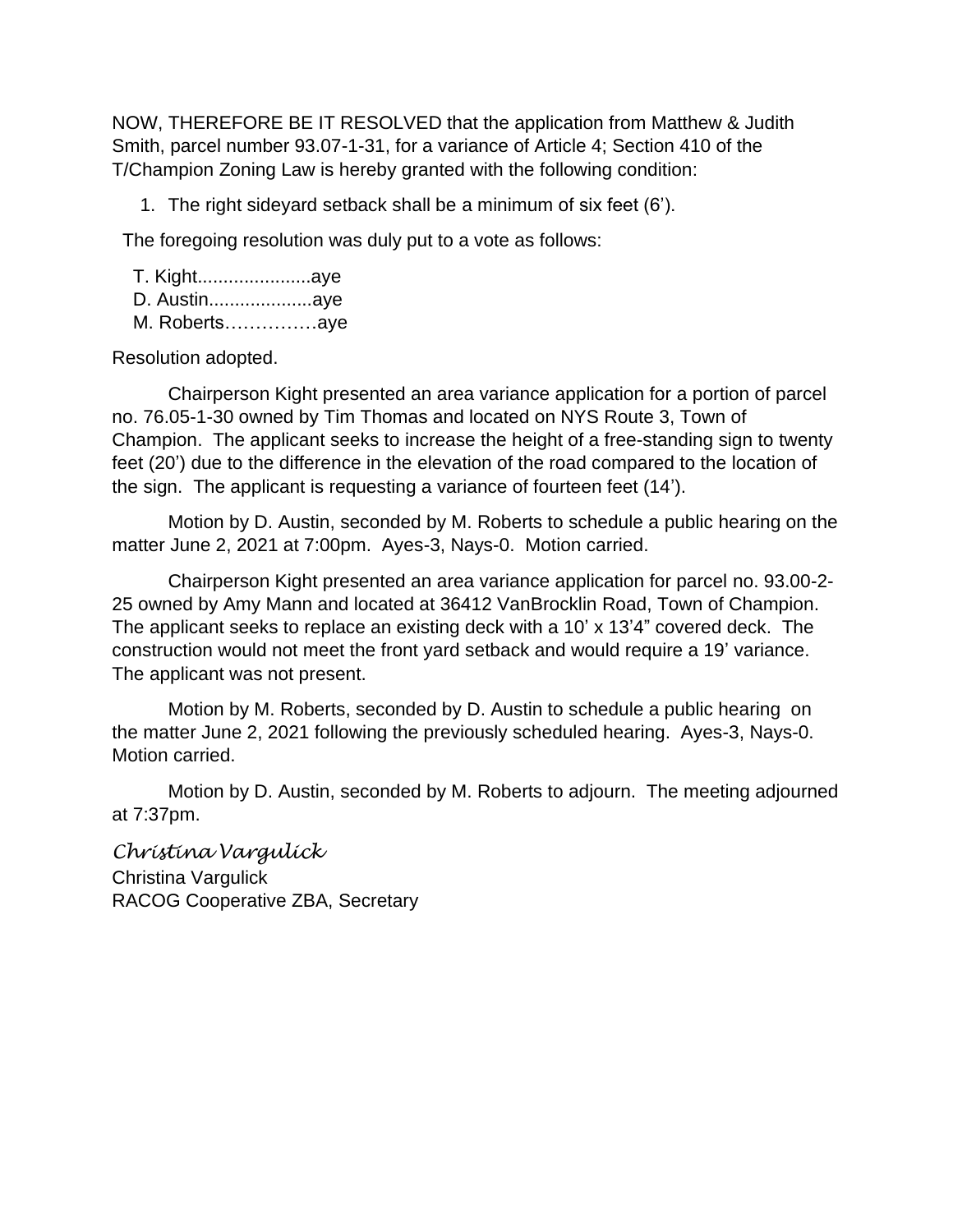NOW, THEREFORE BE IT RESOLVED that the application from Matthew & Judith Smith, parcel number 93.07-1-31, for a variance of Article 4; Section 410 of the T/Champion Zoning Law is hereby granted with the following condition:

1. The right sideyard setback shall be a minimum of six feet (6').

The foregoing resolution was duly put to a vote as follows:

T. Kight.....................aye
D. Austin....................aye
M. Roberts……………aye

Resolution adopted.

Chairperson Kight presented an area variance application for a portion of parcel no. 76.05-1-30 owned by Tim Thomas and located on NYS Route 3, Town of Champion. The applicant seeks to increase the height of a free-standing sign to twenty feet (20') due to the difference in the elevation of the road compared to the location of the sign. The applicant is requesting a variance of fourteen feet (14').

Motion by D. Austin, seconded by M. Roberts to schedule a public hearing on the matter June 2, 2021 at 7:00pm. Ayes-3, Nays-0. Motion carried.

Chairperson Kight presented an area variance application for parcel no. 93.00-2-25 owned by Amy Mann and located at 36412 VanBrocklin Road, Town of Champion. The applicant seeks to replace an existing deck with a 10' x 13'4" covered deck. The construction would not meet the front yard setback and would require a 19' variance. The applicant was not present.

Motion by M. Roberts, seconded by D. Austin to schedule a public hearing on the matter June 2, 2021 following the previously scheduled hearing. Ayes-3, Nays-0. Motion carried.

Motion by D. Austin, seconded by M. Roberts to adjourn. The meeting adjourned at 7:37pm.

*Christina Vargulick*
Christina Vargulick
RACOG Cooperative ZBA, Secretary